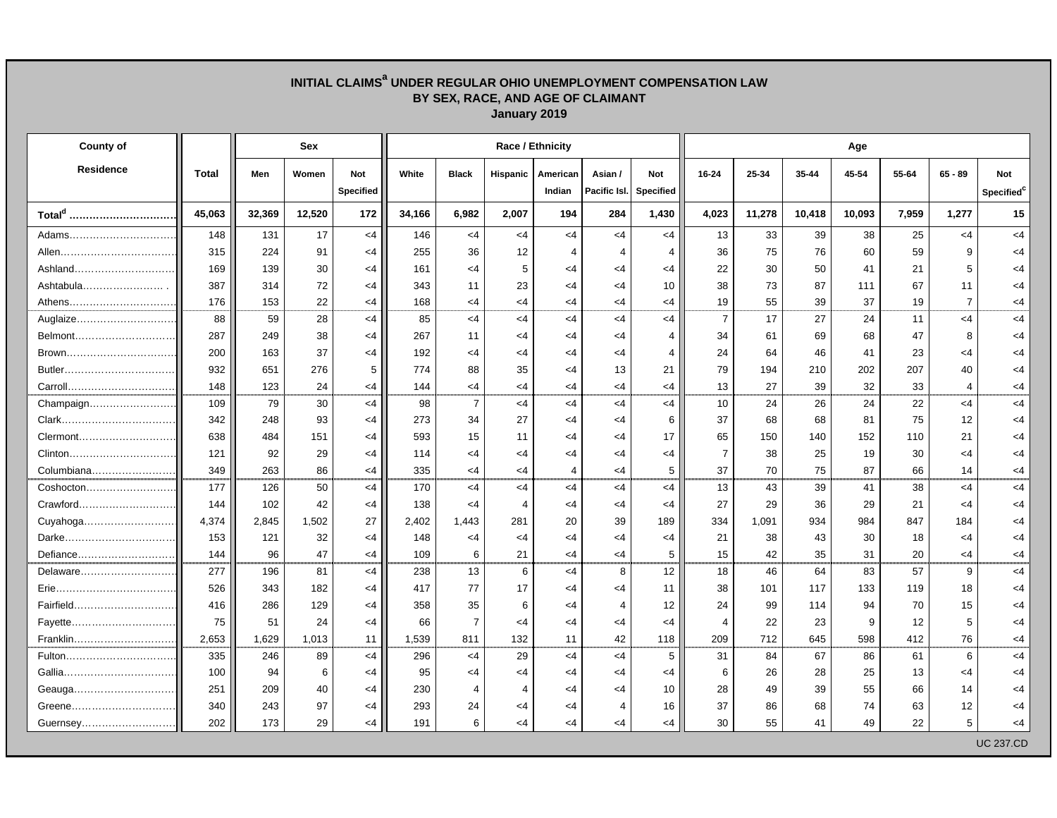# INITIAL CLAIMS[a] UNDER REGULAR OHIO UNEMPLOYMENT COMPENSATION LAW
## BY SEX, RACE, AND AGE OF CLAIMANT
### January 2019

| County of Residence | Total | Sex | | | Race / Ethnicity | | | | | | Age | | | | | | |
|---|---|---|---|---|---|---|---|---|---|---|---|---|---|---|---|---|---|
| | | Men | Women | Not Specified | White | Black | Hispanic | American Indian | Asian / Pacific Isl. | Not Specified | 16-24 | 25-34 | 35-44 | 45-54 | 55-64 | 65 - 89 | Not Specified[c] |
| **Total[d]** | **45,063** | **32,369** | **12,520** | **172** | **34,166** | **6,982** | **2,007** | **194** | **284** | **1,430** | **4,023** | **11,278** | **10,418** | **10,093** | **7,959** | **1,277** | **15** |
| Adams | 148 | 131 | 17 | <4 | 146 | <4 | <4 | <4 | <4 | <4 | 13 | 33 | 39 | 38 | 25 | <4 | <4 |
| Allen | 315 | 224 | 91 | <4 | 255 | 36 | 12 | 4 | 4 | 4 | 36 | 75 | 76 | 60 | 59 | 9 | <4 |
| Ashland | 169 | 139 | 30 | <4 | 161 | <4 | 5 | <4 | <4 | <4 | 22 | 30 | 50 | 41 | 21 | 5 | <4 |
| Ashtabula | 387 | 314 | 72 | <4 | 343 | 11 | 23 | <4 | <4 | 10 | 38 | 73 | 87 | 111 | 67 | 11 | <4 |
| Athens | 176 | 153 | 22 | <4 | 168 | <4 | <4 | <4 | <4 | <4 | 19 | 55 | 39 | 37 | 19 | 7 | <4 |
| Auglaize | 88 | 59 | 28 | <4 | 85 | <4 | <4 | <4 | <4 | <4 | 7 | 17 | 27 | 24 | 11 | <4 | <4 |
| Belmont | 287 | 249 | 38 | <4 | 267 | 11 | <4 | <4 | <4 | 4 | 34 | 61 | 69 | 68 | 47 | 8 | <4 |
| Brown | 200 | 163 | 37 | <4 | 192 | <4 | <4 | <4 | <4 | 4 | 24 | 64 | 46 | 41 | 23 | <4 | <4 |
| Butler | 932 | 651 | 276 | 5 | 774 | 88 | 35 | <4 | 13 | 21 | 79 | 194 | 210 | 202 | 207 | 40 | <4 |
| Carroll | 148 | 123 | 24 | <4 | 144 | <4 | <4 | <4 | <4 | <4 | 13 | 27 | 39 | 32 | 33 | 4 | <4 |
| Champaign | 109 | 79 | 30 | <4 | 98 | 7 | <4 | <4 | <4 | <4 | 10 | 24 | 26 | 24 | 22 | <4 | <4 |
| Clark | 342 | 248 | 93 | <4 | 273 | 34 | 27 | <4 | <4 | 6 | 37 | 68 | 68 | 81 | 75 | 12 | <4 |
| Clermont | 638 | 484 | 151 | <4 | 593 | 15 | 11 | <4 | <4 | 17 | 65 | 150 | 140 | 152 | 110 | 21 | <4 |
| Clinton | 121 | 92 | 29 | <4 | 114 | <4 | <4 | <4 | <4 | <4 | 7 | 38 | 25 | 19 | 30 | <4 | <4 |
| Columbiana | 349 | 263 | 86 | <4 | 335 | <4 | <4 | 4 | <4 | 5 | 37 | 70 | 75 | 87 | 66 | 14 | <4 |
| Coshocton | 177 | 126 | 50 | <4 | 170 | <4 | <4 | <4 | <4 | <4 | 13 | 43 | 39 | 41 | 38 | <4 | <4 |
| Crawford | 144 | 102 | 42 | <4 | 138 | <4 | 4 | <4 | <4 | <4 | 27 | 29 | 36 | 29 | 21 | <4 | <4 |
| Cuyahoga | 4,374 | 2,845 | 1,502 | 27 | 2,402 | 1,443 | 281 | 20 | 39 | 189 | 334 | 1,091 | 934 | 984 | 847 | 184 | <4 |
| Darke | 153 | 121 | 32 | <4 | 148 | <4 | <4 | <4 | <4 | <4 | 21 | 38 | 43 | 30 | 18 | <4 | <4 |
| Defiance | 144 | 96 | 47 | <4 | 109 | 6 | 21 | <4 | <4 | 5 | 15 | 42 | 35 | 31 | 20 | <4 | <4 |
| Delaware | 277 | 196 | 81 | <4 | 238 | 13 | 6 | <4 | 8 | 12 | 18 | 46 | 64 | 83 | 57 | 9 | <4 |
| Erie | 526 | 343 | 182 | <4 | 417 | 77 | 17 | <4 | <4 | 11 | 38 | 101 | 117 | 133 | 119 | 18 | <4 |
| Fairfield | 416 | 286 | 129 | <4 | 358 | 35 | 6 | <4 | 4 | 12 | 24 | 99 | 114 | 94 | 70 | 15 | <4 |
| Fayette | 75 | 51 | 24 | <4 | 66 | 7 | <4 | <4 | <4 | <4 | 4 | 22 | 23 | 9 | 12 | 5 | <4 |
| Franklin | 2,653 | 1,629 | 1,013 | 11 | 1,539 | 811 | 132 | 11 | 42 | 118 | 209 | 712 | 645 | 598 | 412 | 76 | <4 |
| Fulton | 335 | 246 | 89 | <4 | 296 | <4 | 29 | <4 | <4 | 5 | 31 | 84 | 67 | 86 | 61 | 6 | <4 |
| Gallia | 100 | 94 | 6 | <4 | 95 | <4 | <4 | <4 | <4 | <4 | 6 | 26 | 28 | 25 | 13 | <4 | <4 |
| Geauga | 251 | 209 | 40 | <4 | 230 | 4 | 4 | <4 | <4 | 10 | 28 | 49 | 39 | 55 | 66 | 14 | <4 |
| Greene | 340 | 243 | 97 | <4 | 293 | 24 | <4 | <4 | 4 | 16 | 37 | 86 | 68 | 74 | 63 | 12 | <4 |
| Guernsey | 202 | 173 | 29 | <4 | 191 | 6 | <4 | <4 | <4 | <4 | 30 | 55 | 41 | 49 | 22 | 5 | <4 |

UC 237.CD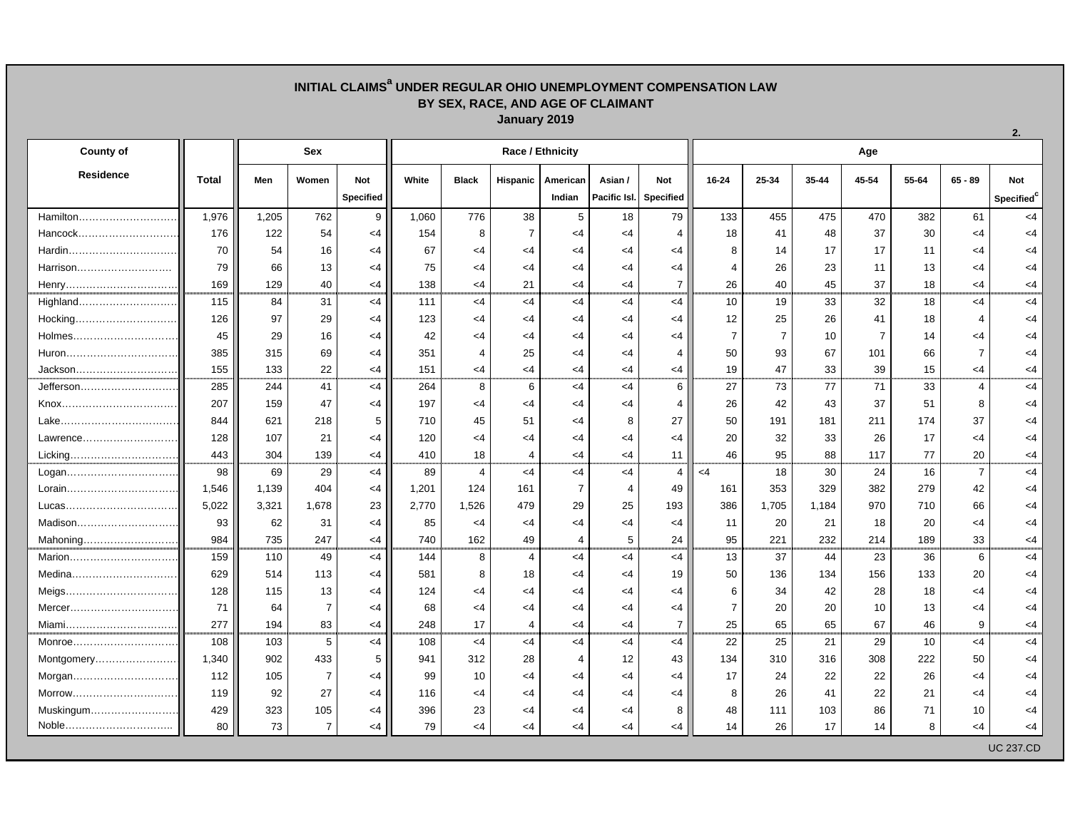# INITIAL CLAIMS[a] UNDER REGULAR OHIO UNEMPLOYMENT COMPENSATION LAW
## BY SEX, RACE, AND AGE OF CLAIMANT
### January 2019

2.

| County of Residence | Total | Sex | | | Race / Ethnicity | | | | | | Age | | | | | | |
|---|---|---|---|---|---|---|---|---|---|---|---|---|---|---|---|---|---|
| | | Men | Women | Not Specified | White | Black | Hispanic | American Indian | Asian / Pacific Isl. | Not Specified | 16-24 | 25-34 | 35-44 | 45-54 | 55-64 | 65 - 89 | Not Specified[c] |
| Hamilton | 1,976 | 1,205 | 762 | 9 | 1,060 | 776 | 38 | 5 | 18 | 79 | 133 | 455 | 475 | 470 | 382 | 61 | <4 |
| Hancock | 176 | 122 | 54 | <4 | 154 | 8 | 7 | <4 | <4 | 4 | 18 | 41 | 48 | 37 | 30 | <4 | <4 |
| Hardin | 70 | 54 | 16 | <4 | 67 | <4 | <4 | <4 | <4 | <4 | 8 | 14 | 17 | 17 | 11 | <4 | <4 |
| Harrison | 79 | 66 | 13 | <4 | 75 | <4 | <4 | <4 | <4 | <4 | 4 | 26 | 23 | 11 | 13 | <4 | <4 |
| Henry | 169 | 129 | 40 | <4 | 138 | <4 | 21 | <4 | <4 | 7 | 26 | 40 | 45 | 37 | 18 | <4 | <4 |
| Highland | 115 | 84 | 31 | <4 | 111 | <4 | <4 | <4 | <4 | <4 | 10 | 19 | 33 | 32 | 18 | <4 | <4 |
| Hocking | 126 | 97 | 29 | <4 | 123 | <4 | <4 | <4 | <4 | <4 | 12 | 25 | 26 | 41 | 18 | 4 | <4 |
| Holmes | 45 | 29 | 16 | <4 | 42 | <4 | <4 | <4 | <4 | <4 | 7 | 7 | 10 | 7 | 14 | <4 | <4 |
| Huron | 385 | 315 | 69 | <4 | 351 | 4 | 25 | <4 | <4 | 4 | 50 | 93 | 67 | 101 | 66 | 7 | <4 |
| Jackson | 155 | 133 | 22 | <4 | 151 | <4 | <4 | <4 | <4 | <4 | 19 | 47 | 33 | 39 | 15 | <4 | <4 |
| Jefferson | 285 | 244 | 41 | <4 | 264 | 8 | 6 | <4 | <4 | 6 | 27 | 73 | 77 | 71 | 33 | 4 | <4 |
| Knox | 207 | 159 | 47 | <4 | 197 | <4 | <4 | <4 | <4 | 4 | 26 | 42 | 43 | 37 | 51 | 8 | <4 |
| Lake | 844 | 621 | 218 | 5 | 710 | 45 | 51 | <4 | 8 | 27 | 50 | 191 | 181 | 211 | 174 | 37 | <4 |
| Lawrence | 128 | 107 | 21 | <4 | 120 | <4 | <4 | <4 | <4 | <4 | 20 | 32 | 33 | 26 | 17 | <4 | <4 |
| Licking | 443 | 304 | 139 | <4 | 410 | 18 | 4 | <4 | <4 | 11 | 46 | 95 | 88 | 117 | 77 | 20 | <4 |
| Logan | 98 | 69 | 29 | <4 | 89 | 4 | <4 | <4 | <4 | 4 | <4 | 18 | 30 | 24 | 16 | 7 | <4 |
| Lorain | 1,546 | 1,139 | 404 | <4 | 1,201 | 124 | 161 | 7 | 4 | 49 | 161 | 353 | 329 | 382 | 279 | 42 | <4 |
| Lucas | 5,022 | 3,321 | 1,678 | 23 | 2,770 | 1,526 | 479 | 29 | 25 | 193 | 386 | 1,705 | 1,184 | 970 | 710 | 66 | <4 |
| Madison | 93 | 62 | 31 | <4 | 85 | <4 | <4 | <4 | <4 | <4 | 11 | 20 | 21 | 18 | 20 | <4 | <4 |
| Mahoning | 984 | 735 | 247 | <4 | 740 | 162 | 49 | 4 | 5 | 24 | 95 | 221 | 232 | 214 | 189 | 33 | <4 |
| Marion | 159 | 110 | 49 | <4 | 144 | 8 | 4 | <4 | <4 | <4 | 13 | 37 | 44 | 23 | 36 | 6 | <4 |
| Medina | 629 | 514 | 113 | <4 | 581 | 8 | 18 | <4 | <4 | 19 | 50 | 136 | 134 | 156 | 133 | 20 | <4 |
| Meigs | 128 | 115 | 13 | <4 | 124 | <4 | <4 | <4 | <4 | <4 | 6 | 34 | 42 | 28 | 18 | <4 | <4 |
| Mercer | 71 | 64 | 7 | <4 | 68 | <4 | <4 | <4 | <4 | <4 | 7 | 20 | 20 | 10 | 13 | <4 | <4 |
| Miami | 277 | 194 | 83 | <4 | 248 | 17 | 4 | <4 | <4 | 7 | 25 | 65 | 65 | 67 | 46 | 9 | <4 |
| Monroe | 108 | 103 | 5 | <4 | 108 | <4 | <4 | <4 | <4 | <4 | 22 | 25 | 21 | 29 | 10 | <4 | <4 |
| Montgomery | 1,340 | 902 | 433 | 5 | 941 | 312 | 28 | 4 | 12 | 43 | 134 | 310 | 316 | 308 | 222 | 50 | <4 |
| Morgan | 112 | 105 | 7 | <4 | 99 | 10 | <4 | <4 | <4 | <4 | 17 | 24 | 22 | 22 | 26 | <4 | <4 |
| Morrow | 119 | 92 | 27 | <4 | 116 | <4 | <4 | <4 | <4 | <4 | 8 | 26 | 41 | 22 | 21 | <4 | <4 |
| Muskingum | 429 | 323 | 105 | <4 | 396 | 23 | <4 | <4 | <4 | 8 | 48 | 111 | 103 | 86 | 71 | 10 | <4 |
| Noble | 80 | 73 | 7 | <4 | 79 | <4 | <4 | <4 | <4 | <4 | 14 | 26 | 17 | 14 | 8 | <4 | <4 |

UC 237.CD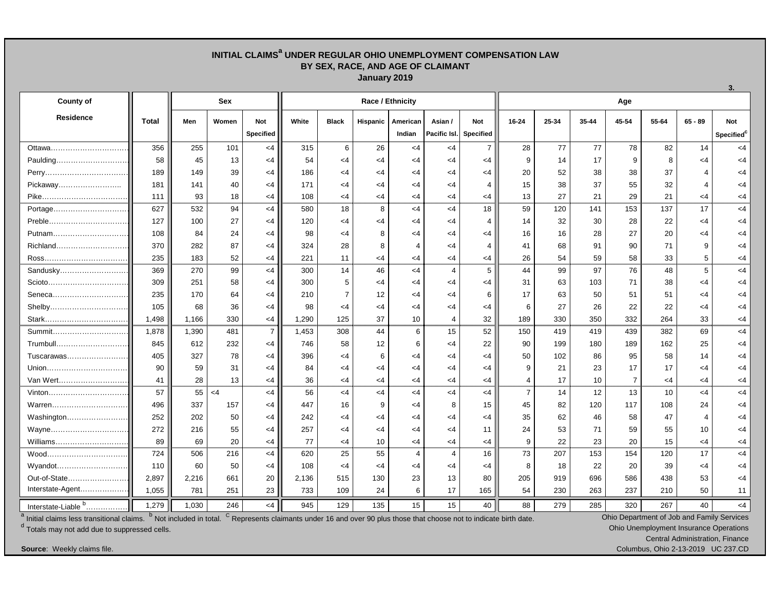# INITIAL CLAIMS[a] UNDER REGULAR OHIO UNEMPLOYMENT COMPENSATION LAW
## BY SEX, RACE, AND AGE OF CLAIMANT
### January 2019

3.

| County of Residence | Total | Sex | | | Race / Ethnicity | | | | | | Age | | | | | | |
|---|---|---|---|---|---|---|---|---|---|---|---|---|---|---|---|---|---|
| | | Men | Women | Not Specified | White | Black | Hispanic | American Indian | Asian / Pacific Isl. | Not Specified | 16-24 | 25-34 | 35-44 | 45-54 | 55-64 | 65 - 89 | Not Specified[c] |
| Ottawa | 356 | 255 | 101 | <4 | 315 | 6 | 26 | <4 | <4 | 7 | 28 | 77 | 77 | 78 | 82 | 14 | <4 |
| Paulding | 58 | 45 | 13 | <4 | 54 | <4 | <4 | <4 | <4 | <4 | 9 | 14 | 17 | 9 | 8 | <4 | <4 |
| Perry | 189 | 149 | 39 | <4 | 186 | <4 | <4 | <4 | <4 | <4 | 20 | 52 | 38 | 38 | 37 | 4 | <4 |
| Pickaway | 181 | 141 | 40 | <4 | 171 | <4 | <4 | <4 | <4 | 4 | 15 | 38 | 37 | 55 | 32 | 4 | <4 |
| Pike | 111 | 93 | 18 | <4 | 108 | <4 | <4 | <4 | <4 | <4 | 13 | 27 | 21 | 29 | 21 | <4 | <4 |
| Portage | 627 | 532 | 94 | <4 | 580 | 18 | 8 | <4 | <4 | 18 | 59 | 120 | 141 | 153 | 137 | 17 | <4 |
| Preble | 127 | 100 | 27 | <4 | 120 | <4 | <4 | <4 | <4 | 4 | 14 | 32 | 30 | 28 | 22 | <4 | <4 |
| Putnam | 108 | 84 | 24 | <4 | 98 | <4 | 8 | <4 | <4 | <4 | 16 | 16 | 28 | 27 | 20 | <4 | <4 |
| Richland | 370 | 282 | 87 | <4 | 324 | 28 | 8 | 4 | <4 | 4 | 41 | 68 | 91 | 90 | 71 | 9 | <4 |
| Ross | 235 | 183 | 52 | <4 | 221 | 11 | <4 | <4 | <4 | <4 | 26 | 54 | 59 | 58 | 33 | 5 | <4 |
| Sandusky | 369 | 270 | 99 | <4 | 300 | 14 | 46 | <4 | 4 | 5 | 44 | 99 | 97 | 76 | 48 | 5 | <4 |
| Scioto | 309 | 251 | 58 | <4 | 300 | 5 | <4 | <4 | <4 | <4 | 31 | 63 | 103 | 71 | 38 | <4 | <4 |
| Seneca | 235 | 170 | 64 | <4 | 210 | 7 | 12 | <4 | <4 | 6 | 17 | 63 | 50 | 51 | 51 | <4 | <4 |
| Shelby | 105 | 68 | 36 | <4 | 98 | <4 | <4 | <4 | <4 | <4 | 6 | 27 | 26 | 22 | 22 | <4 | <4 |
| Stark | 1,498 | 1,166 | 330 | <4 | 1,290 | 125 | 37 | 10 | 4 | 32 | 189 | 330 | 350 | 332 | 264 | 33 | <4 |
| Summit | 1,878 | 1,390 | 481 | 7 | 1,453 | 308 | 44 | 6 | 15 | 52 | 150 | 419 | 419 | 439 | 382 | 69 | <4 |
| Trumbull | 845 | 612 | 232 | <4 | 746 | 58 | 12 | 6 | <4 | 22 | 90 | 199 | 180 | 189 | 162 | 25 | <4 |
| Tuscarawas | 405 | 327 | 78 | <4 | 396 | <4 | 6 | <4 | <4 | <4 | 50 | 102 | 86 | 95 | 58 | 14 | <4 |
| Union | 90 | 59 | 31 | <4 | 84 | <4 | <4 | <4 | <4 | <4 | 9 | 21 | 23 | 17 | 17 | <4 | <4 |
| Van Wert | 41 | 28 | 13 | <4 | 36 | <4 | <4 | <4 | <4 | <4 | 4 | 17 | 10 | 7 | <4 | <4 | <4 |
| Vinton | 57 | 55 | <4 | <4 | 56 | <4 | <4 | <4 | <4 | <4 | 7 | 14 | 12 | 13 | 10 | <4 | <4 |
| Warren | 496 | 337 | 157 | <4 | 447 | 16 | 9 | <4 | 8 | 15 | 45 | 82 | 120 | 117 | 108 | 24 | <4 |
| Washington | 252 | 202 | 50 | <4 | 242 | <4 | <4 | <4 | <4 | <4 | 35 | 62 | 46 | 58 | 47 | 4 | <4 |
| Wayne | 272 | 216 | 55 | <4 | 257 | <4 | <4 | <4 | <4 | 11 | 24 | 53 | 71 | 59 | 55 | 10 | <4 |
| Williams | 89 | 69 | 20 | <4 | 77 | <4 | 10 | <4 | <4 | <4 | 9 | 22 | 23 | 20 | 15 | <4 | <4 |
| Wood | 724 | 506 | 216 | <4 | 620 | 25 | 55 | 4 | 4 | 16 | 73 | 207 | 153 | 154 | 120 | 17 | <4 |
| Wyandot | 110 | 60 | 50 | <4 | 108 | <4 | <4 | <4 | <4 | <4 | 8 | 18 | 22 | 20 | 39 | <4 | <4 |
| Out-of-State | 2,897 | 2,216 | 661 | 20 | 2,136 | 515 | 130 | 23 | 13 | 80 | 205 | 919 | 696 | 586 | 438 | 53 | <4 |
| Interstate-Agent | 1,055 | 781 | 251 | 23 | 733 | 109 | 24 | 6 | 17 | 165 | 54 | 230 | 263 | 237 | 210 | 50 | 11 |
| Interstate-Liable [b] | 1,279 | 1,030 | 246 | <4 | 945 | 129 | 135 | 15 | 15 | 40 | 88 | 279 | 285 | 320 | 267 | 40 | <4 |

[a] Initial claims less transitional claims. [b] Not included in total. [c] Represents claimants under 16 and over 90 plus those that choose not to indicate birth date.
[d] Totals may not add due to suppressed cells.

**Source**: Weekly claims file.

Ohio Department of Job and Family Services
Ohio Unemployment Insurance Operations
Central Administration, Finance
Columbus, Ohio 2-13-2019 UC 237.CD